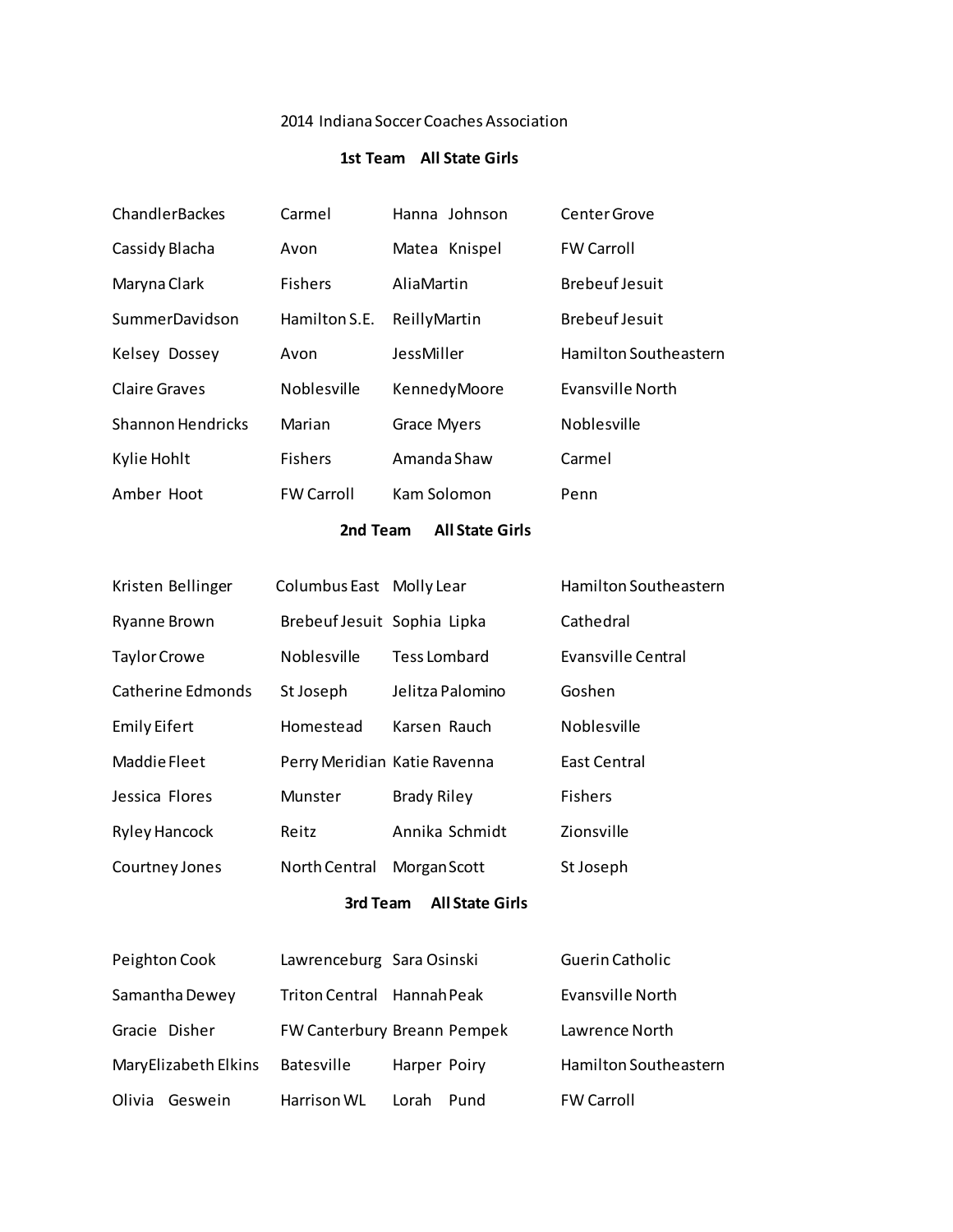2014 Indiana Soccer Coaches Association

## 1st Team All State Girls

| | | | |
|---|---|---|---|
| ChandlerBackes | Carmel | Hanna Johnson | Center Grove |
| Cassidy Blacha | Avon | Matea Knispel | FW Carroll |
| Maryna Clark | Fishers | AliaMartin | Brebeuf Jesuit |
| SummerDavidson | Hamilton S.E. | ReillyMartin | Brebeuf Jesuit |
| Kelsey Dossey | Avon | JessMiller | Hamilton Southeastern |
| Claire Graves | Noblesville | KennedyMoore | Evansville North |
| Shannon Hendricks | Marian | Grace Myers | Noblesville |
| Kylie Hohlt | Fishers | Amanda Shaw | Carmel |
| Amber Hoot | FW Carroll | Kam Solomon | Penn |

## 2nd Team All State Girls

| | | | |
|---|---|---|---|
| Kristen Bellinger | Columbus East | Molly Lear | Hamilton Southeastern |
| Ryanne Brown | Brebeuf Jesuit | Sophia Lipka | Cathedral |
| Taylor Crowe | Noblesville | Tess Lombard | Evansville Central |
| Catherine Edmonds | St Joseph | Jelitza Palomino | Goshen |
| Emily Eifert | Homestead | Karsen Rauch | Noblesville |
| Maddie Fleet | Perry Meridian | Katie Ravenna | East Central |
| Jessica Flores | Munster | Brady Riley | Fishers |
| Ryley Hancock | Reitz | Annika Schmidt | Zionsville |
| Courtney Jones | North Central | MorganScott | St Joseph |

## 3rd Team All State Girls

| | | | |
|---|---|---|---|
| Peighton Cook | Lawrenceburg | Sara Osinski | Guerin Catholic |
| Samantha Dewey | Triton Central | HannahPeak | Evansville North |
| Gracie Disher | FW Canterbury | Breann Pempek | Lawrence North |
| MaryElizabeth Elkins | Batesville | Harper Poiry | Hamilton Southeastern |
| Olivia Geswein | Harrison WL | Lorah Pund | FW Carroll |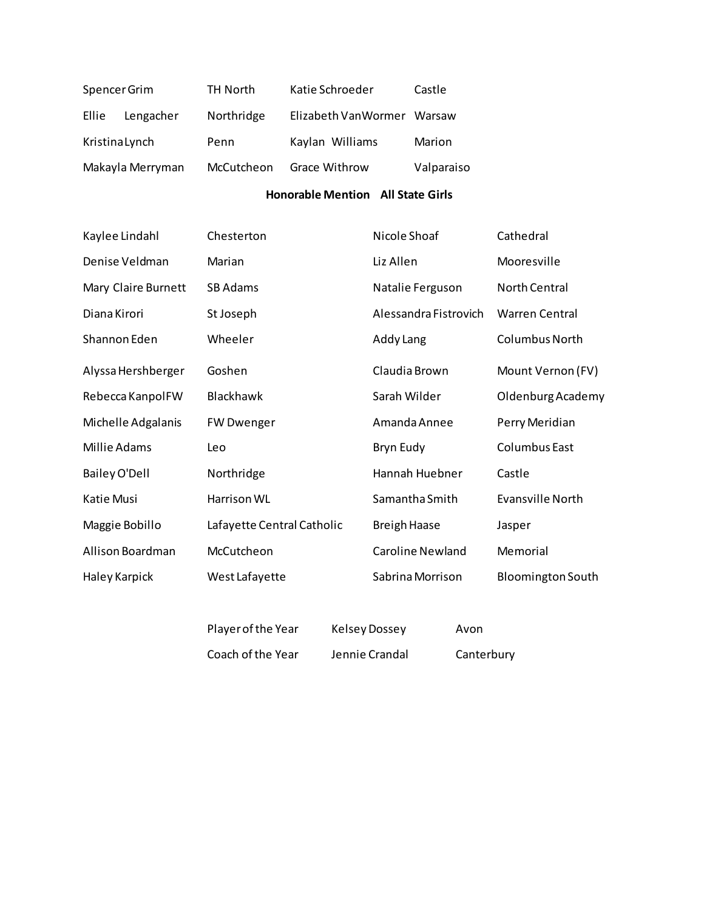| | | | |
|---|---|---|---|
| Spencer Grim | TH North | Katie Schroeder | Castle |
| Ellie Lengacher | Northridge | Elizabeth VanWormer | Warsaw |
| Kristina Lynch | Penn | Kaylan Williams | Marion |
| Makayla Merryman | McCutcheon | Grace Withrow | Valparaiso |

**Honorable Mention All State Girls**

| | | | |
|---|---|---|---|
| Kaylee Lindahl | Chesterton | Nicole Shoaf | Cathedral |
| Denise Veldman | Marian | Liz Allen | Mooresville |
| Mary Claire Burnett | SB Adams | Natalie Ferguson | North Central |
| Diana Kirori | St Joseph | Alessandra Fistrovich | Warren Central |
| Shannon Eden | Wheeler | Addy Lang | Columbus North |
| Alyssa Hershberger | Goshen | Claudia Brown | Mount Vernon (FV) |
| Rebecca KanpolFW | Blackhawk | Sarah Wilder | Oldenburg Academy |
| Michelle Adgalanis | FW Dwenger | Amanda Annee | Perry Meridian |
| Millie Adams | Leo | Bryn Eudy | Columbus East |
| Bailey O'Dell | Northridge | Hannah Huebner | Castle |
| Katie Musi | Harrison WL | Samantha Smith | Evansville North |
| Maggie Bobillo | Lafayette Central Catholic | Breigh Haase | Jasper |
| Allison Boardman | McCutcheon | Caroline Newland | Memorial |
| Haley Karpick | West Lafayette | Sabrina Morrison | Bloomington South |

| | | |
|---|---|---|
| Player of the Year | Kelsey Dossey | Avon |
| Coach of the Year | Jennie Crandal | Canterbury |